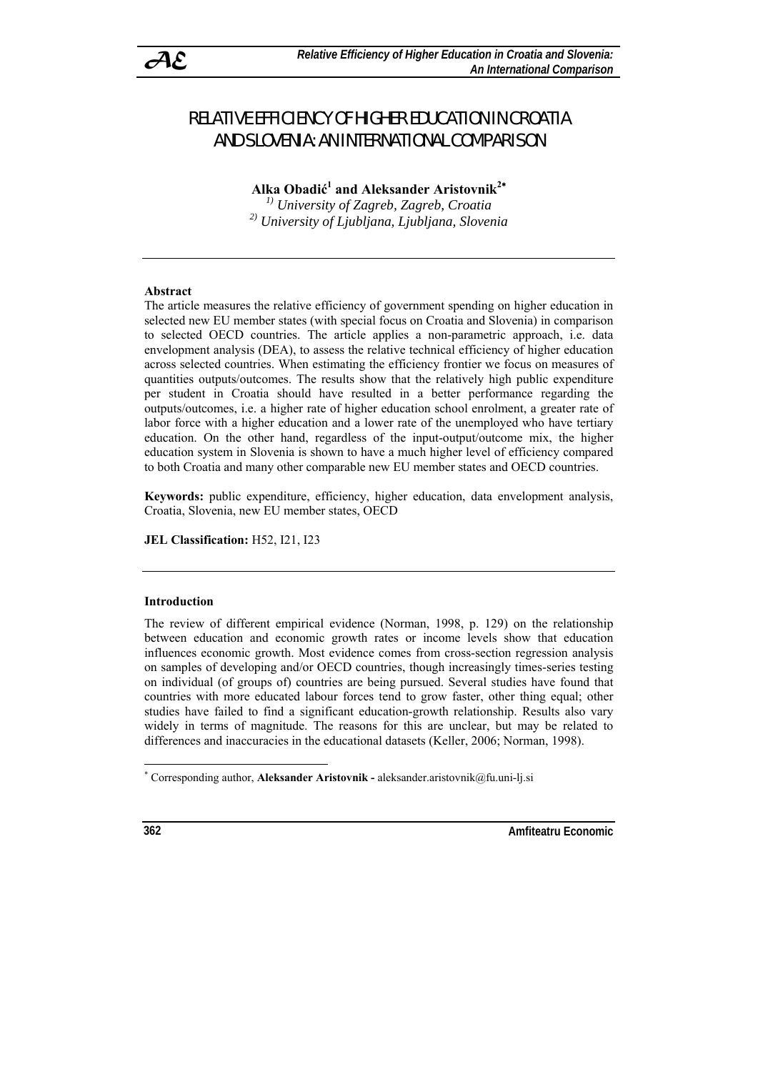# RELATIVE EFFICIENCY OF HIGHER EDUCATION IN CROATIA AND SLOVENIA: AN INTERNATIONAL COMPARISON

**Alka Obadić[1] and Aleksander Aristovnik[2*]**

*[1)] University of Zagreb, Zagreb, Croatia*
*[2)] University of Ljubljana, Ljubljana, Slovenia*

---

**Abstract**

The article measures the relative efficiency of government spending on higher education in selected new EU member states (with special focus on Croatia and Slovenia) in comparison to selected OECD countries. The article applies a non-parametric approach, i.e. data envelopment analysis (DEA), to assess the relative technical efficiency of higher education across selected countries. When estimating the efficiency frontier we focus on measures of quantities outputs/outcomes. The results show that the relatively high public expenditure per student in Croatia should have resulted in a better performance regarding the outputs/outcomes, i.e. a higher rate of higher education school enrolment, a greater rate of labor force with a higher education and a lower rate of the unemployed who have tertiary education. On the other hand, regardless of the input-output/outcome mix, the higher education system in Slovenia is shown to have a much higher level of efficiency compared to both Croatia and many other comparable new EU member states and OECD countries.

**Keywords:** public expenditure, efficiency, higher education, data envelopment analysis, Croatia, Slovenia, new EU member states, OECD

**JEL Classification:** H52, I21, I23

---

**Introduction**

The review of different empirical evidence (Norman, 1998, p. 129) on the relationship between education and economic growth rates or income levels show that education influences economic growth. Most evidence comes from cross-section regression analysis on samples of developing and/or OECD countries, though increasingly times-series testing on individual (of groups of) countries are being pursued. Several studies have found that countries with more educated labour forces tend to grow faster, other thing equal; other studies have failed to find a significant education-growth relationship. Results also vary widely in terms of magnitude. The reasons for this are unclear, but may be related to differences and inaccuracies in the educational datasets (Keller, 2006; Norman, 1998).

---

[*] Corresponding author, **Aleksander Aristovnik -** aleksander.aristovnik@fu.uni-lj.si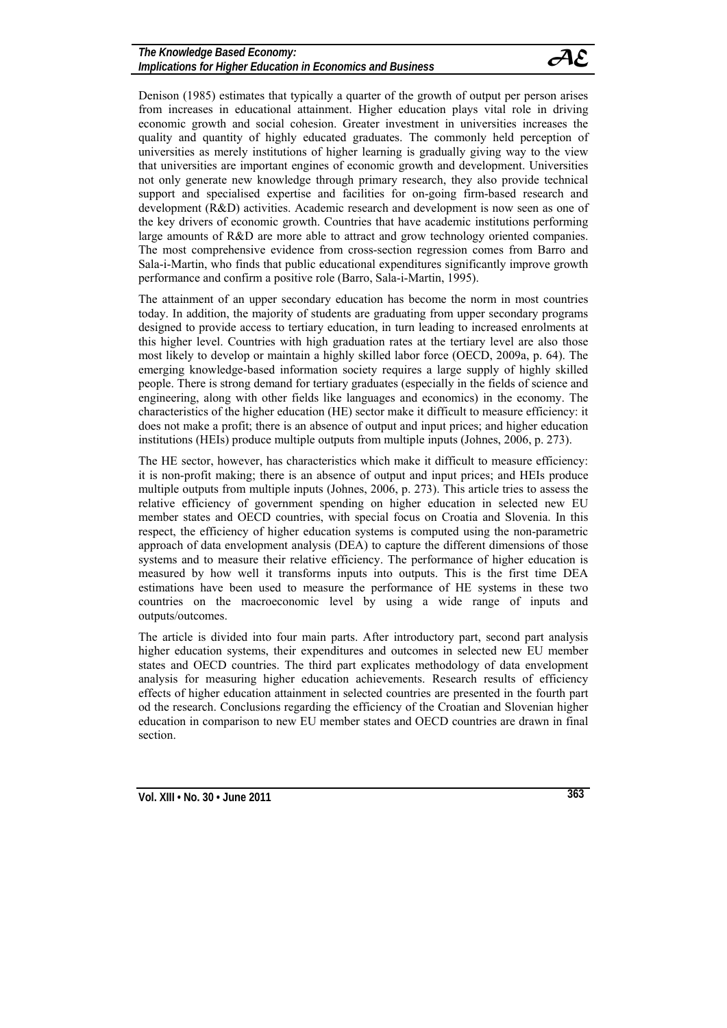Denison (1985) estimates that typically a quarter of the growth of output per person arises from increases in educational attainment. Higher education plays vital role in driving economic growth and social cohesion. Greater investment in universities increases the quality and quantity of highly educated graduates. The commonly held perception of universities as merely institutions of higher learning is gradually giving way to the view that universities are important engines of economic growth and development. Universities not only generate new knowledge through primary research, they also provide technical support and specialised expertise and facilities for on-going firm-based research and development (R&D) activities. Academic research and development is now seen as one of the key drivers of economic growth. Countries that have academic institutions performing large amounts of R&D are more able to attract and grow technology oriented companies. The most comprehensive evidence from cross-section regression comes from Barro and Sala-i-Martin, who finds that public educational expenditures significantly improve growth performance and confirm a positive role (Barro, Sala-i-Martin, 1995).

The attainment of an upper secondary education has become the norm in most countries today. In addition, the majority of students are graduating from upper secondary programs designed to provide access to tertiary education, in turn leading to increased enrolments at this higher level. Countries with high graduation rates at the tertiary level are also those most likely to develop or maintain a highly skilled labor force (OECD, 2009a, p. 64). The emerging knowledge-based information society requires a large supply of highly skilled people. There is strong demand for tertiary graduates (especially in the fields of science and engineering, along with other fields like languages and economics) in the economy. The characteristics of the higher education (HE) sector make it difficult to measure efficiency: it does not make a profit; there is an absence of output and input prices; and higher education institutions (HEIs) produce multiple outputs from multiple inputs (Johnes, 2006, p. 273).

The HE sector, however, has characteristics which make it difficult to measure efficiency: it is non-profit making; there is an absence of output and input prices; and HEIs produce multiple outputs from multiple inputs (Johnes, 2006, p. 273). This article tries to assess the relative efficiency of government spending on higher education in selected new EU member states and OECD countries, with special focus on Croatia and Slovenia. In this respect, the efficiency of higher education systems is computed using the non-parametric approach of data envelopment analysis (DEA) to capture the different dimensions of those systems and to measure their relative efficiency. The performance of higher education is measured by how well it transforms inputs into outputs. This is the first time DEA estimations have been used to measure the performance of HE systems in these two countries on the macroeconomic level by using a wide range of inputs and outputs/outcomes.

The article is divided into four main parts. After introductory part, second part analysis higher education systems, their expenditures and outcomes in selected new EU member states and OECD countries. The third part explicates methodology of data envelopment analysis for measuring higher education achievements. Research results of efficiency effects of higher education attainment in selected countries are presented in the fourth part od the research. Conclusions regarding the efficiency of the Croatian and Slovenian higher education in comparison to new EU member states and OECD countries are drawn in final section.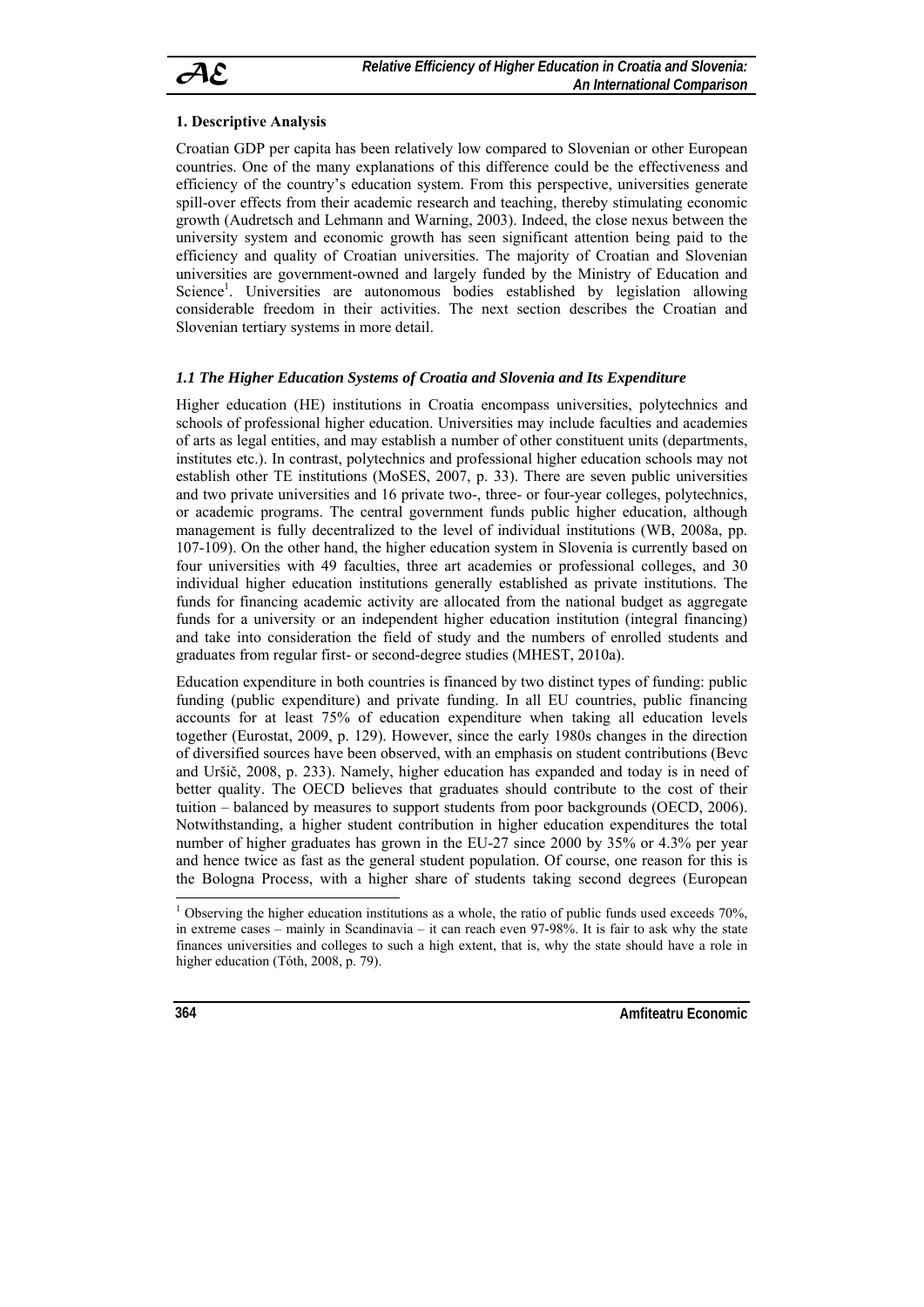## 1. Descriptive Analysis

Croatian GDP per capita has been relatively low compared to Slovenian or other European countries. One of the many explanations of this difference could be the effectiveness and efficiency of the country's education system. From this perspective, universities generate spill-over effects from their academic research and teaching, thereby stimulating economic growth (Audretsch and Lehmann and Warning, 2003). Indeed, the close nexus between the university system and economic growth has seen significant attention being paid to the efficiency and quality of Croatian universities. The majority of Croatian and Slovenian universities are government-owned and largely funded by the Ministry of Education and Science[1]. Universities are autonomous bodies established by legislation allowing considerable freedom in their activities. The next section describes the Croatian and Slovenian tertiary systems in more detail.

### *1.1 The Higher Education Systems of Croatia and Slovenia and Its Expenditure*

Higher education (HE) institutions in Croatia encompass universities, polytechnics and schools of professional higher education. Universities may include faculties and academies of arts as legal entities, and may establish a number of other constituent units (departments, institutes etc.). In contrast, polytechnics and professional higher education schools may not establish other TE institutions (MoSES, 2007, p. 33). There are seven public universities and two private universities and 16 private two-, three- or four-year colleges, polytechnics, or academic programs. The central government funds public higher education, although management is fully decentralized to the level of individual institutions (WB, 2008a, pp. 107-109). On the other hand, the higher education system in Slovenia is currently based on four universities with 49 faculties, three art academies or professional colleges, and 30 individual higher education institutions generally established as private institutions. The funds for financing academic activity are allocated from the national budget as aggregate funds for a university or an independent higher education institution (integral financing) and take into consideration the field of study and the numbers of enrolled students and graduates from regular first- or second-degree studies (MHEST, 2010a).

Education expenditure in both countries is financed by two distinct types of funding: public funding (public expenditure) and private funding. In all EU countries, public financing accounts for at least 75% of education expenditure when taking all education levels together (Eurostat, 2009, p. 129). However, since the early 1980s changes in the direction of diversified sources have been observed, with an emphasis on student contributions (Bevc and Uršič, 2008, p. 233). Namely, higher education has expanded and today is in need of better quality. The OECD believes that graduates should contribute to the cost of their tuition – balanced by measures to support students from poor backgrounds (OECD, 2006). Notwithstanding, a higher student contribution in higher education expenditures the total number of higher graduates has grown in the EU-27 since 2000 by 35% or 4.3% per year and hence twice as fast as the general student population. Of course, one reason for this is the Bologna Process, with a higher share of students taking second degrees (European

[1] Observing the higher education institutions as a whole, the ratio of public funds used exceeds 70%, in extreme cases – mainly in Scandinavia – it can reach even 97-98%. It is fair to ask why the state finances universities and colleges to such a high extent, that is, why the state should have a role in higher education (Tóth, 2008, p. 79).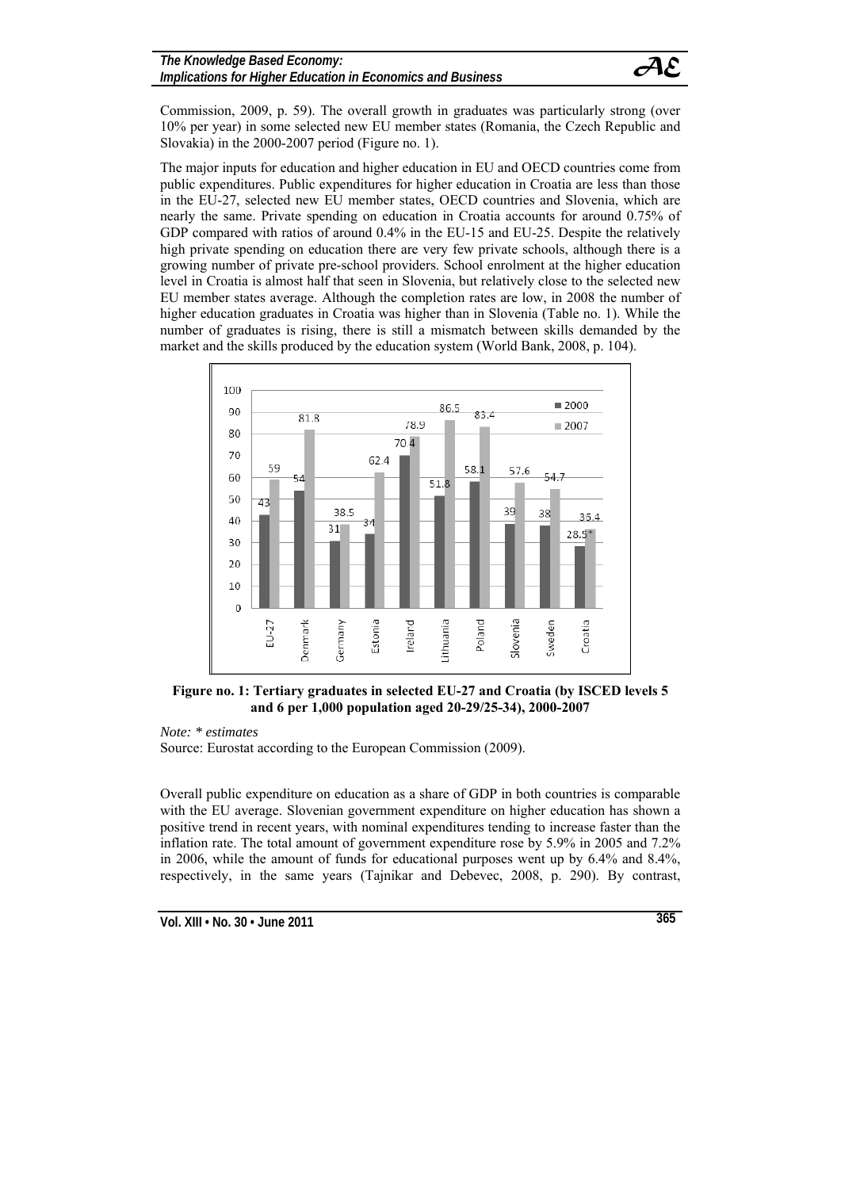Commission, 2009, p. 59). The overall growth in graduates was particularly strong (over 10% per year) in some selected new EU member states (Romania, the Czech Republic and Slovakia) in the 2000-2007 period (Figure no. 1).

The major inputs for education and higher education in EU and OECD countries come from public expenditures. Public expenditures for higher education in Croatia are less than those in the EU-27, selected new EU member states, OECD countries and Slovenia, which are nearly the same. Private spending on education in Croatia accounts for around 0.75% of GDP compared with ratios of around 0.4% in the EU-15 and EU-25. Despite the relatively high private spending on education there are very few private schools, although there is a growing number of private pre-school providers. School enrolment at the higher education level in Croatia is almost half that seen in Slovenia, but relatively close to the selected new EU member states average. Although the completion rates are low, in 2008 the number of higher education graduates in Croatia was higher than in Slovenia (Table no. 1). While the number of graduates is rising, there is still a mismatch between skills demanded by the market and the skills produced by the education system (World Bank, 2008, p. 104).

| | 2000 | 2007 |
|---|---|---|
| EU-27 | 43 | 59 |
| Denmark | 54 | 81.8 |
| Germany | 31 | 38.5 |
| Estonia | 34 | 62.4 |
| Ireland | 70.4 | 78.9 |
| Lithuania | 51.8 | 86.5 |
| Poland | 58.1 | 83.4 |
| Slovenia | 39 | 57.6 |
| Sweden | 38 | 54.7 |
| Croatia | 28.5* | 36.4 |

**Figure no. 1: Tertiary graduates in selected EU-27 and Croatia (by ISCED levels 5 and 6 per 1,000 population aged 20-29/25-34), 2000-2007**

*Note: \* estimates*
Source: Eurostat according to the European Commission (2009).

Overall public expenditure on education as a share of GDP in both countries is comparable with the EU average. Slovenian government expenditure on higher education has shown a positive trend in recent years, with nominal expenditures tending to increase faster than the inflation rate. The total amount of government expenditure rose by 5.9% in 2005 and 7.2% in 2006, while the amount of funds for educational purposes went up by 6.4% and 8.4%, respectively, in the same years (Tajnikar and Debevec, 2008, p. 290). By contrast,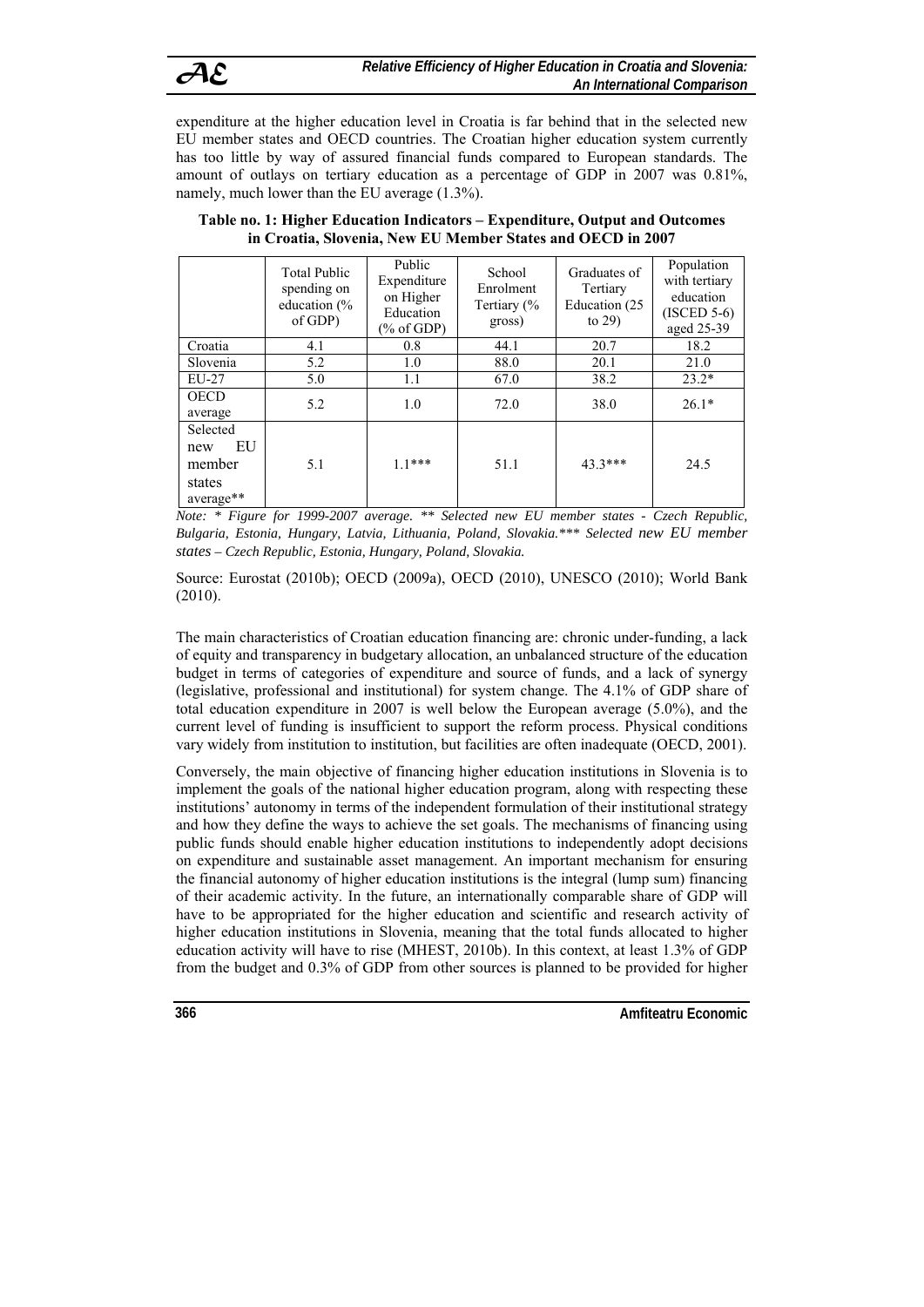expenditure at the higher education level in Croatia is far behind that in the selected new EU member states and OECD countries. The Croatian higher education system currently has too little by way of assured financial funds compared to European standards. The amount of outlays on tertiary education as a percentage of GDP in 2007 was 0.81%, namely, much lower than the EU average (1.3%).

**Table no. 1: Higher Education Indicators – Expenditure, Output and Outcomes in Croatia, Slovenia, New EU Member States and OECD in 2007**

| | Total Public spending on education (% of GDP) | Public Expenditure on Higher Education (% of GDP) | School Enrolment Tertiary (% gross) | Graduates of Tertiary Education (25 to 29) | Population with tertiary education (ISCED 5-6) aged 25-39 |
|---|---|---|---|---|---|
| Croatia | 4.1 | 0.8 | 44.1 | 20.7 | 18.2 |
| Slovenia | 5.2 | 1.0 | 88.0 | 20.1 | 21.0 |
| EU-27 | 5.0 | 1.1 | 67.0 | 38.2 | 23.2* |
| OECD average | 5.2 | 1.0 | 72.0 | 38.0 | 26.1* |
| Selected new EU member states average** | 5.1 | 1.1*** | 51.1 | 43.3*** | 24.5 |

*Note: * Figure for 1999-2007 average. ** Selected new EU member states - Czech Republic, Bulgaria, Estonia, Hungary, Latvia, Lithuania, Poland, Slovakia.*** Selected new EU member states – Czech Republic, Estonia, Hungary, Poland, Slovakia.*

Source: Eurostat (2010b); OECD (2009a), OECD (2010), UNESCO (2010); World Bank (2010).

The main characteristics of Croatian education financing are: chronic under-funding, a lack of equity and transparency in budgetary allocation, an unbalanced structure of the education budget in terms of categories of expenditure and source of funds, and a lack of synergy (legislative, professional and institutional) for system change. The 4.1% of GDP share of total education expenditure in 2007 is well below the European average (5.0%), and the current level of funding is insufficient to support the reform process. Physical conditions vary widely from institution to institution, but facilities are often inadequate (OECD, 2001).

Conversely, the main objective of financing higher education institutions in Slovenia is to implement the goals of the national higher education program, along with respecting these institutions' autonomy in terms of the independent formulation of their institutional strategy and how they define the ways to achieve the set goals. The mechanisms of financing using public funds should enable higher education institutions to independently adopt decisions on expenditure and sustainable asset management. An important mechanism for ensuring the financial autonomy of higher education institutions is the integral (lump sum) financing of their academic activity. In the future, an internationally comparable share of GDP will have to be appropriated for the higher education and scientific and research activity of higher education institutions in Slovenia, meaning that the total funds allocated to higher education activity will have to rise (MHEST, 2010b). In this context, at least 1.3% of GDP from the budget and 0.3% of GDP from other sources is planned to be provided for higher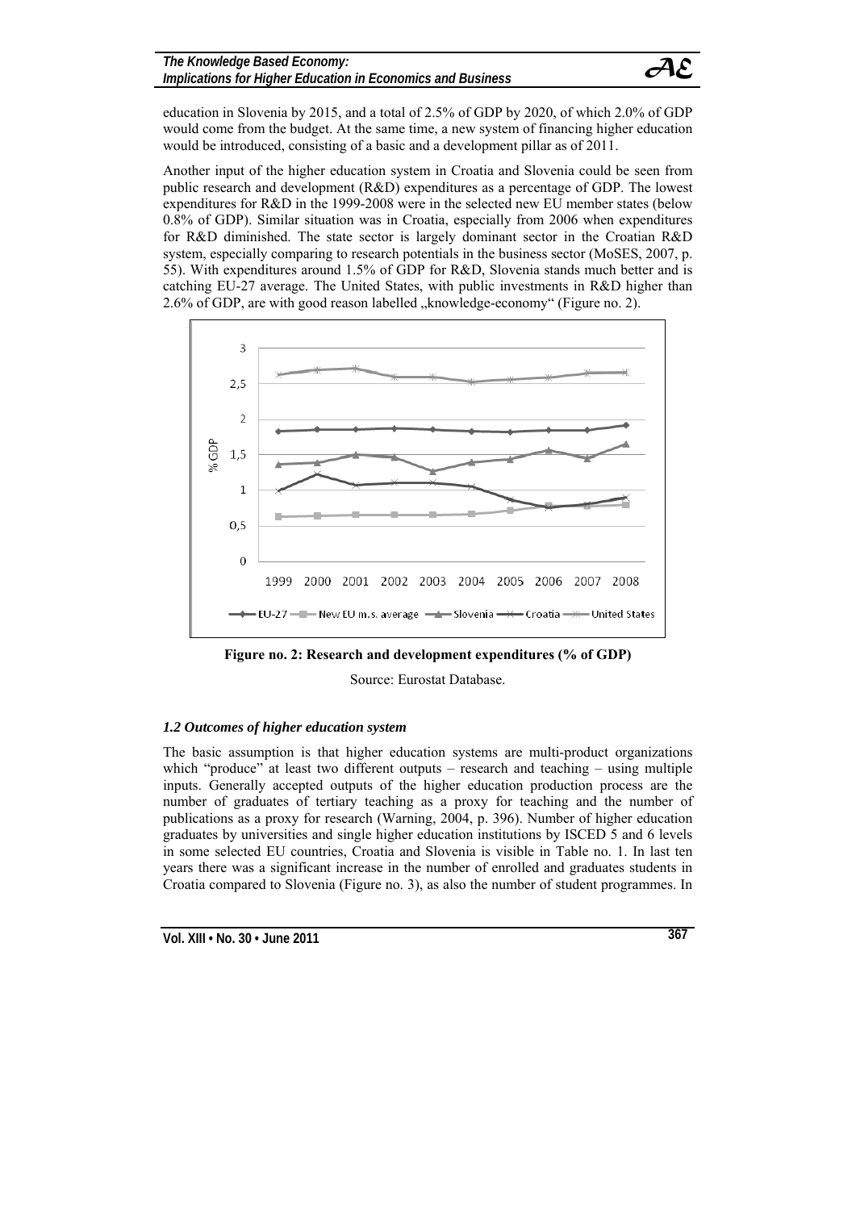education in Slovenia by 2015, and a total of 2.5% of GDP by 2020, of which 2.0% of GDP would come from the budget. At the same time, a new system of financing higher education would be introduced, consisting of a basic and a development pillar as of 2011.

Another input of the higher education system in Croatia and Slovenia could be seen from public research and development (R&D) expenditures as a percentage of GDP. The lowest expenditures for R&D in the 1999-2008 were in the selected new EU member states (below 0.8% of GDP). Similar situation was in Croatia, especially from 2006 when expenditures for R&D diminished. The state sector is largely dominant sector in the Croatian R&D system, especially comparing to research potentials in the business sector (MoSES, 2007, p. 55). With expenditures around 1.5% of GDP for R&D, Slovenia stands much better and is catching EU-27 average. The United States, with public investments in R&D higher than 2.6% of GDP, are with good reason labelled „knowledge-economy" (Figure no. 2).

**Figure no. 2: Research and development expenditures (% of GDP)**

Source: Eurostat Database.

### *1.2 Outcomes of higher education system*

The basic assumption is that higher education systems are multi-product organizations which "produce" at least two different outputs – research and teaching – using multiple inputs. Generally accepted outputs of the higher education production process are the number of graduates of tertiary teaching as a proxy for teaching and the number of publications as a proxy for research (Warning, 2004, p. 396). Number of higher education graduates by universities and single higher education institutions by ISCED 5 and 6 levels in some selected EU countries, Croatia and Slovenia is visible in Table no. 1. In last ten years there was a significant increase in the number of enrolled and graduates students in Croatia compared to Slovenia (Figure no. 3), as also the number of student programmes. In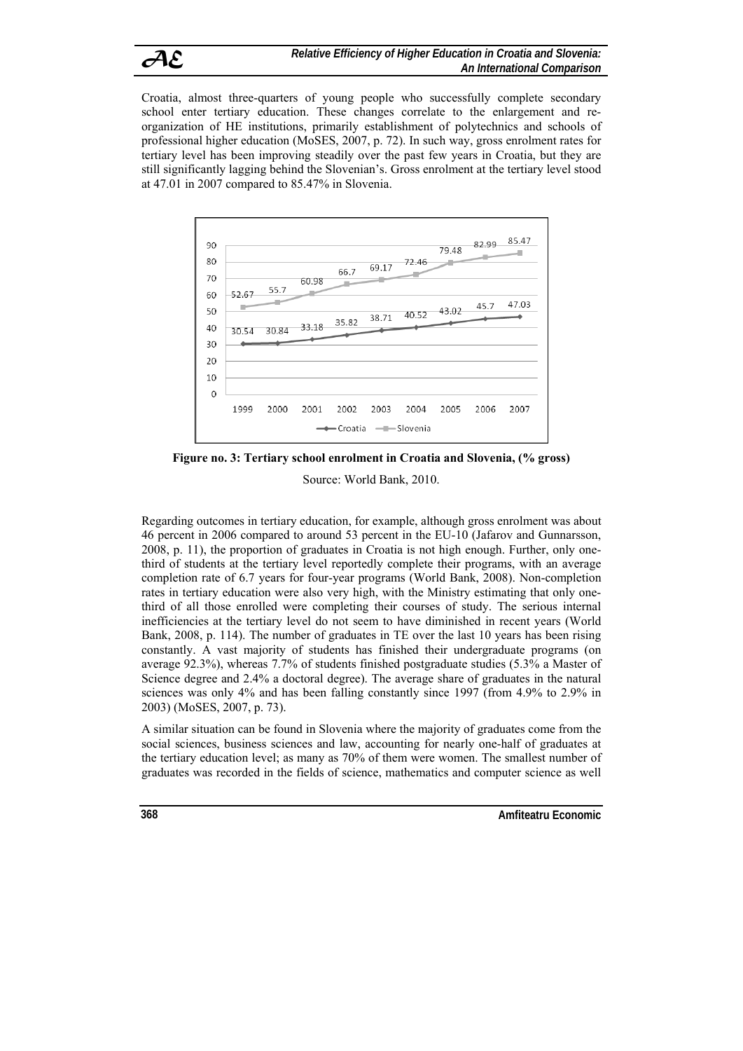Croatia, almost three-quarters of young people who successfully complete secondary school enter tertiary education. These changes correlate to the enlargement and re-organization of HE institutions, primarily establishment of polytechnics and schools of professional higher education (MoSES, 2007, p. 72). In such way, gross enrolment rates for tertiary level has been improving steadily over the past few years in Croatia, but they are still significantly lagging behind the Slovenian's. Gross enrolment at the tertiary level stood at 47.01 in 2007 compared to 85.47% in Slovenia.

**Figure no. 3: Tertiary school enrolment in Croatia and Slovenia, (% gross)**

Source: World Bank, 2010.

Regarding outcomes in tertiary education, for example, although gross enrolment was about 46 percent in 2006 compared to around 53 percent in the EU-10 (Jafarov and Gunnarsson, 2008, p. 11), the proportion of graduates in Croatia is not high enough. Further, only one-third of students at the tertiary level reportedly complete their programs, with an average completion rate of 6.7 years for four-year programs (World Bank, 2008). Non-completion rates in tertiary education were also very high, with the Ministry estimating that only one-third of all those enrolled were completing their courses of study. The serious internal inefficiencies at the tertiary level do not seem to have diminished in recent years (World Bank, 2008, p. 114). The number of graduates in TE over the last 10 years has been rising constantly. A vast majority of students has finished their undergraduate programs (on average 92.3%), whereas 7.7% of students finished postgraduate studies (5.3% a Master of Science degree and 2.4% a doctoral degree). The average share of graduates in the natural sciences was only 4% and has been falling constantly since 1997 (from 4.9% to 2.9% in 2003) (MoSES, 2007, p. 73).

A similar situation can be found in Slovenia where the majority of graduates come from the social sciences, business sciences and law, accounting for nearly one-half of graduates at the tertiary education level; as many as 70% of them were women. The smallest number of graduates was recorded in the fields of science, mathematics and computer science as well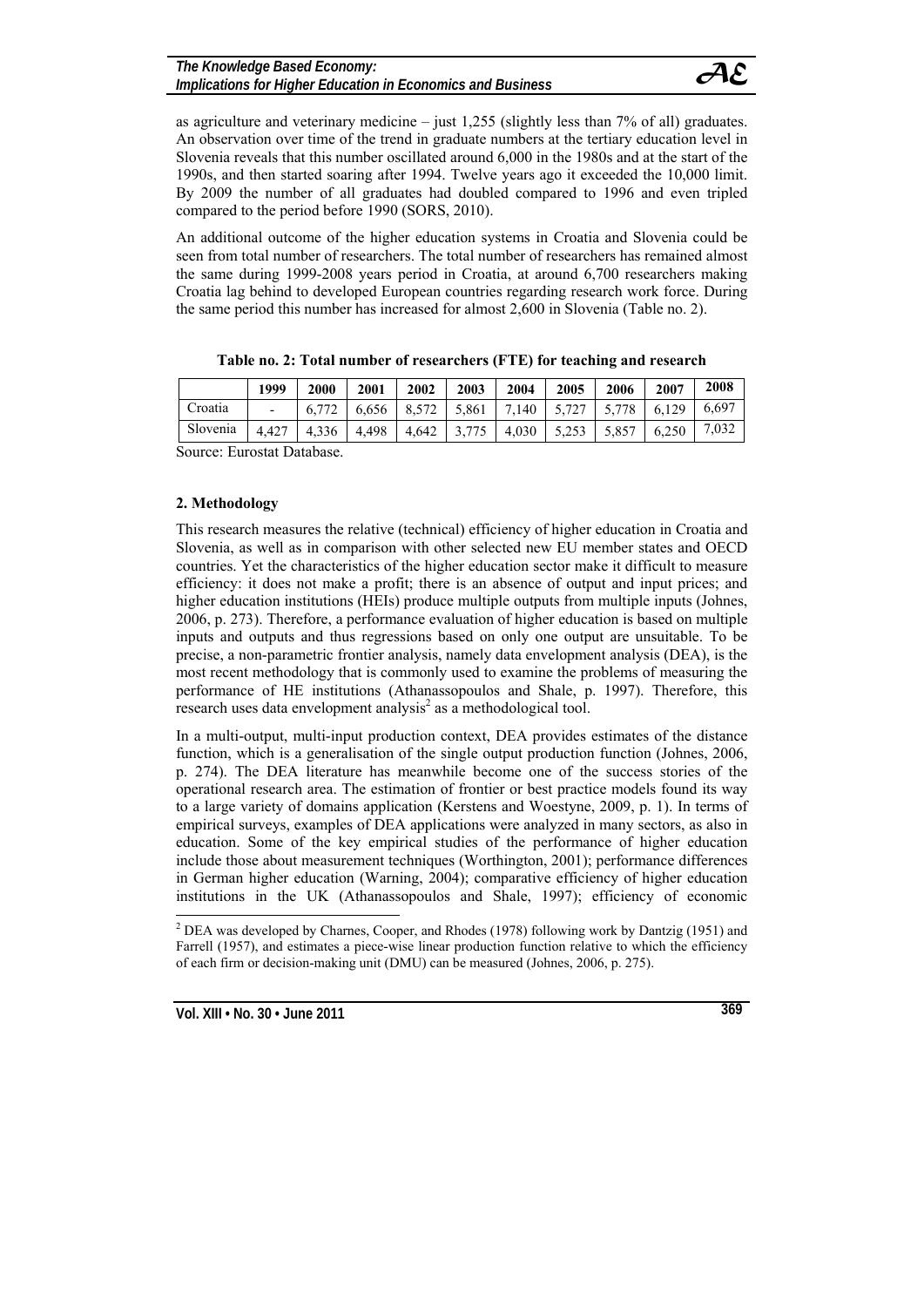as agriculture and veterinary medicine – just 1,255 (slightly less than 7% of all) graduates. An observation over time of the trend in graduate numbers at the tertiary education level in Slovenia reveals that this number oscillated around 6,000 in the 1980s and at the start of the 1990s, and then started soaring after 1994. Twelve years ago it exceeded the 10,000 limit. By 2009 the number of all graduates had doubled compared to 1996 and even tripled compared to the period before 1990 (SORS, 2010).

An additional outcome of the higher education systems in Croatia and Slovenia could be seen from total number of researchers. The total number of researchers has remained almost the same during 1999-2008 years period in Croatia, at around 6,700 researchers making Croatia lag behind to developed European countries regarding research work force. During the same period this number has increased for almost 2,600 in Slovenia (Table no. 2).

**Table no. 2: Total number of researchers (FTE) for teaching and research**

| | 1999 | 2000 | 2001 | 2002 | 2003 | 2004 | 2005 | 2006 | 2007 | 2008 |
|---|---|---|---|---|---|---|---|---|---|---|
| Croatia | - | 6,772 | 6,656 | 8,572 | 5,861 | 7,140 | 5,727 | 5,778 | 6,129 | 6,697 |
| Slovenia | 4,427 | 4,336 | 4,498 | 4,642 | 3,775 | 4,030 | 5,253 | 5,857 | 6,250 | 7,032 |

Source: Eurostat Database.

## 2. Methodology

This research measures the relative (technical) efficiency of higher education in Croatia and Slovenia, as well as in comparison with other selected new EU member states and OECD countries. Yet the characteristics of the higher education sector make it difficult to measure efficiency: it does not make a profit; there is an absence of output and input prices; and higher education institutions (HEIs) produce multiple outputs from multiple inputs (Johnes, 2006, p. 273). Therefore, a performance evaluation of higher education is based on multiple inputs and outputs and thus regressions based on only one output are unsuitable. To be precise, a non-parametric frontier analysis, namely data envelopment analysis (DEA), is the most recent methodology that is commonly used to examine the problems of measuring the performance of HE institutions (Athanassopoulos and Shale, p. 1997). Therefore, this research uses data envelopment analysis[2] as a methodological tool.

In a multi-output, multi-input production context, DEA provides estimates of the distance function, which is a generalisation of the single output production function (Johnes, 2006, p. 274). The DEA literature has meanwhile become one of the success stories of the operational research area. The estimation of frontier or best practice models found its way to a large variety of domains application (Kerstens and Woestyne, 2009, p. 1). In terms of empirical surveys, examples of DEA applications were analyzed in many sectors, as also in education. Some of the key empirical studies of the performance of higher education include those about measurement techniques (Worthington, 2001); performance differences in German higher education (Warning, 2004); comparative efficiency of higher education institutions in the UK (Athanassopoulos and Shale, 1997); efficiency of economic

[2] DEA was developed by Charnes, Cooper, and Rhodes (1978) following work by Dantzig (1951) and Farrell (1957), and estimates a piece-wise linear production function relative to which the efficiency of each firm or decision-making unit (DMU) can be measured (Johnes, 2006, p. 275).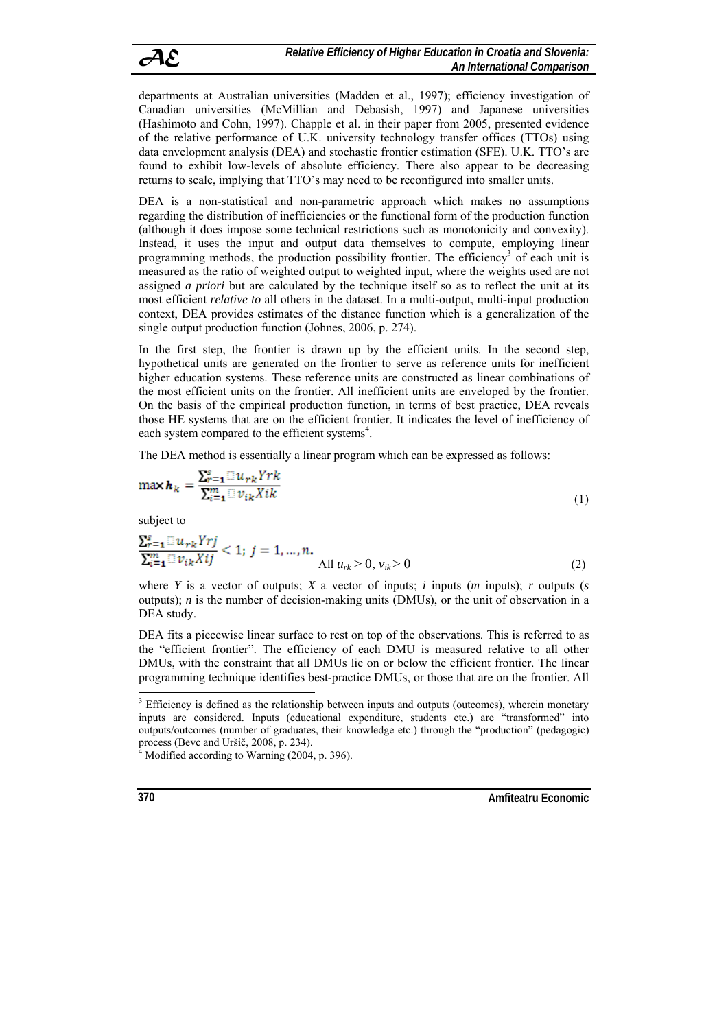departments at Australian universities (Madden et al., 1997); efficiency investigation of Canadian universities (McMillian and Debasish, 1997) and Japanese universities (Hashimoto and Cohn, 1997). Chapple et al. in their paper from 2005, presented evidence of the relative performance of U.K. university technology transfer offices (TTOs) using data envelopment analysis (DEA) and stochastic frontier estimation (SFE). U.K. TTO's are found to exhibit low-levels of absolute efficiency. There also appear to be decreasing returns to scale, implying that TTO's may need to be reconfigured into smaller units.

DEA is a non-statistical and non-parametric approach which makes no assumptions regarding the distribution of inefficiencies or the functional form of the production function (although it does impose some technical restrictions such as monotonicity and convexity). Instead, it uses the input and output data themselves to compute, employing linear programming methods, the production possibility frontier. The efficiency[3] of each unit is measured as the ratio of weighted output to weighted input, where the weights used are not assigned *a priori* but are calculated by the technique itself so as to reflect the unit at its most efficient *relative to* all others in the dataset. In a multi-output, multi-input production context, DEA provides estimates of the distance function which is a generalization of the single output production function (Johnes, 2006, p. 274).

In the first step, the frontier is drawn up by the efficient units. In the second step, hypothetical units are generated on the frontier to serve as reference units for inefficient higher education systems. These reference units are constructed as linear combinations of the most efficient units on the frontier. All inefficient units are enveloped by the frontier. On the basis of the empirical production function, in terms of best practice, DEA reveals those HE systems that are on the efficient frontier. It indicates the level of inefficiency of each system compared to the efficient systems[4].

The DEA method is essentially a linear program which can be expressed as follows:

$$\max \boldsymbol{h}_k = \frac{\sum_{r=1}^{s} u_{rk} Yrk}{\sum_{i=1}^{m} v_{ik} Xik} \tag{1}$$

subject to

$$\frac{\sum_{r=1}^{s} u_{rk} Yrj}{\sum_{i=1}^{m} v_{ik} Xij} < 1;\ j = 1, \ldots, n. \quad \text{All } u_{rk} > 0,\ v_{ik} > 0 \tag{2}$$

where $Y$ is a vector of outputs; $X$ a vector of inputs; $i$ inputs ($m$ inputs); $r$ outputs ($s$ outputs); $n$ is the number of decision-making units (DMUs), or the unit of observation in a DEA study.

DEA fits a piecewise linear surface to rest on top of the observations. This is referred to as the "efficient frontier". The efficiency of each DMU is measured relative to all other DMUs, with the constraint that all DMUs lie on or below the efficient frontier. The linear programming technique identifies best-practice DMUs, or those that are on the frontier. All

---

[3] Efficiency is defined as the relationship between inputs and outputs (outcomes), wherein monetary inputs are considered. Inputs (educational expenditure, students etc.) are "transformed" into outputs/outcomes (number of graduates, their knowledge etc.) through the "production" (pedagogic) process (Bevc and Uršič, 2008, p. 234).

[4] Modified according to Warning (2004, p. 396).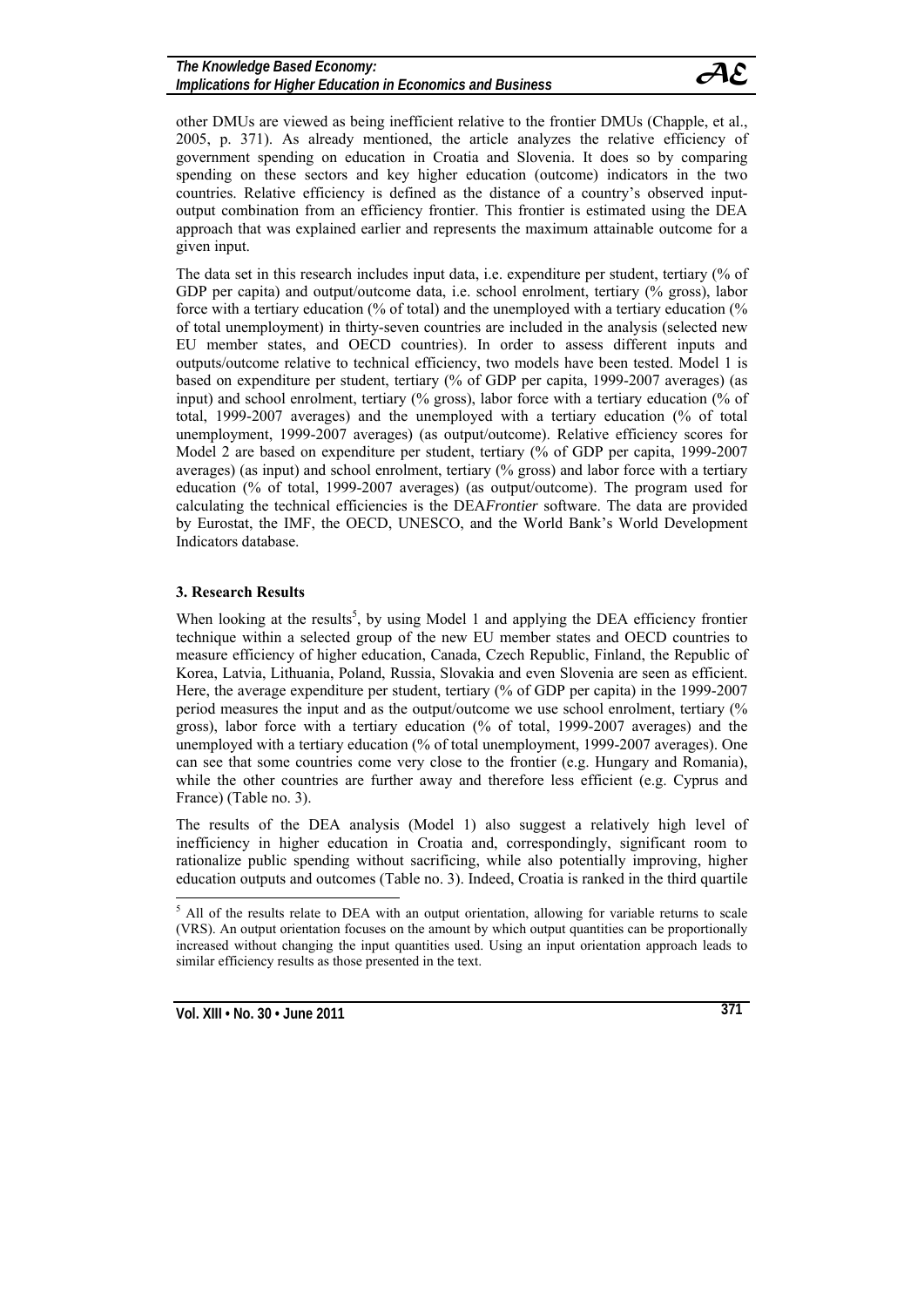other DMUs are viewed as being inefficient relative to the frontier DMUs (Chapple, et al., 2005, p. 371). As already mentioned, the article analyzes the relative efficiency of government spending on education in Croatia and Slovenia. It does so by comparing spending on these sectors and key higher education (outcome) indicators in the two countries. Relative efficiency is defined as the distance of a country's observed input-output combination from an efficiency frontier. This frontier is estimated using the DEA approach that was explained earlier and represents the maximum attainable outcome for a given input.

The data set in this research includes input data, i.e. expenditure per student, tertiary (% of GDP per capita) and output/outcome data, i.e. school enrolment, tertiary (% gross), labor force with a tertiary education (% of total) and the unemployed with a tertiary education (% of total unemployment) in thirty-seven countries are included in the analysis (selected new EU member states, and OECD countries). In order to assess different inputs and outputs/outcome relative to technical efficiency, two models have been tested. Model 1 is based on expenditure per student, tertiary (% of GDP per capita, 1999-2007 averages) (as input) and school enrolment, tertiary (% gross), labor force with a tertiary education (% of total, 1999-2007 averages) and the unemployed with a tertiary education (% of total unemployment, 1999-2007 averages) (as output/outcome). Relative efficiency scores for Model 2 are based on expenditure per student, tertiary (% of GDP per capita, 1999-2007 averages) (as input) and school enrolment, tertiary (% gross) and labor force with a tertiary education (% of total, 1999-2007 averages) (as output/outcome). The program used for calculating the technical efficiencies is the DEA*Frontier* software. The data are provided by Eurostat, the IMF, the OECD, UNESCO, and the World Bank's World Development Indicators database.

### 3. Research Results

When looking at the results[5], by using Model 1 and applying the DEA efficiency frontier technique within a selected group of the new EU member states and OECD countries to measure efficiency of higher education, Canada, Czech Republic, Finland, the Republic of Korea, Latvia, Lithuania, Poland, Russia, Slovakia and even Slovenia are seen as efficient. Here, the average expenditure per student, tertiary (% of GDP per capita) in the 1999-2007 period measures the input and as the output/outcome we use school enrolment, tertiary (% gross), labor force with a tertiary education (% of total, 1999-2007 averages) and the unemployed with a tertiary education (% of total unemployment, 1999-2007 averages). One can see that some countries come very close to the frontier (e.g. Hungary and Romania), while the other countries are further away and therefore less efficient (e.g. Cyprus and France) (Table no. 3).

The results of the DEA analysis (Model 1) also suggest a relatively high level of inefficiency in higher education in Croatia and, correspondingly, significant room to rationalize public spending without sacrificing, while also potentially improving, higher education outputs and outcomes (Table no. 3). Indeed, Croatia is ranked in the third quartile

[5] All of the results relate to DEA with an output orientation, allowing for variable returns to scale (VRS). An output orientation focuses on the amount by which output quantities can be proportionally increased without changing the input quantities used. Using an input orientation approach leads to similar efficiency results as those presented in the text.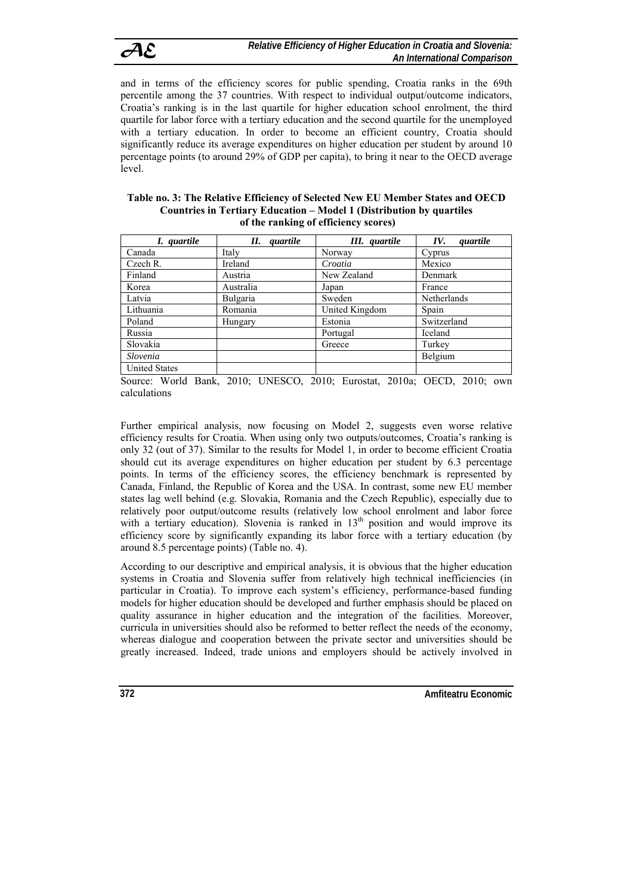and in terms of the efficiency scores for public spending, Croatia ranks in the 69th percentile among the 37 countries. With respect to individual output/outcome indicators, Croatia's ranking is in the last quartile for higher education school enrolment, the third quartile for labor force with a tertiary education and the second quartile for the unemployed with a tertiary education. In order to become an efficient country, Croatia should significantly reduce its average expenditures on higher education per student by around 10 percentage points (to around 29% of GDP per capita), to bring it near to the OECD average level.

**Table no. 3: The Relative Efficiency of Selected New EU Member States and OECD Countries in Tertiary Education – Model 1 (Distribution by quartiles of the ranking of efficiency scores)**

| *I. quartile* | *II. quartile* | *III. quartile* | *IV. quartile* |
|---|---|---|---|
| Canada | Italy | Norway | Cyprus |
| Czech R. | Ireland | *Croatia* | Mexico |
| Finland | Austria | New Zealand | Denmark |
| Korea | Australia | Japan | France |
| Latvia | Bulgaria | Sweden | Netherlands |
| Lithuania | Romania | United Kingdom | Spain |
| Poland | Hungary | Estonia | Switzerland |
| Russia | | Portugal | Iceland |
| Slovakia | | Greece | Turkey |
| *Slovenia* | | | Belgium |
| United States | | | |

Source: World Bank, 2010; UNESCO, 2010; Eurostat, 2010a; OECD, 2010; own calculations

Further empirical analysis, now focusing on Model 2, suggests even worse relative efficiency results for Croatia. When using only two outputs/outcomes, Croatia's ranking is only 32 (out of 37). Similar to the results for Model 1, in order to become efficient Croatia should cut its average expenditures on higher education per student by 6.3 percentage points. In terms of the efficiency scores, the efficiency benchmark is represented by Canada, Finland, the Republic of Korea and the USA. In contrast, some new EU member states lag well behind (e.g. Slovakia, Romania and the Czech Republic), especially due to relatively poor output/outcome results (relatively low school enrolment and labor force with a tertiary education). Slovenia is ranked in 13th position and would improve its efficiency score by significantly expanding its labor force with a tertiary education (by around 8.5 percentage points) (Table no. 4).

According to our descriptive and empirical analysis, it is obvious that the higher education systems in Croatia and Slovenia suffer from relatively high technical inefficiencies (in particular in Croatia). To improve each system's efficiency, performance-based funding models for higher education should be developed and further emphasis should be placed on quality assurance in higher education and the integration of the facilities. Moreover, curricula in universities should also be reformed to better reflect the needs of the economy, whereas dialogue and cooperation between the private sector and universities should be greatly increased. Indeed, trade unions and employers should be actively involved in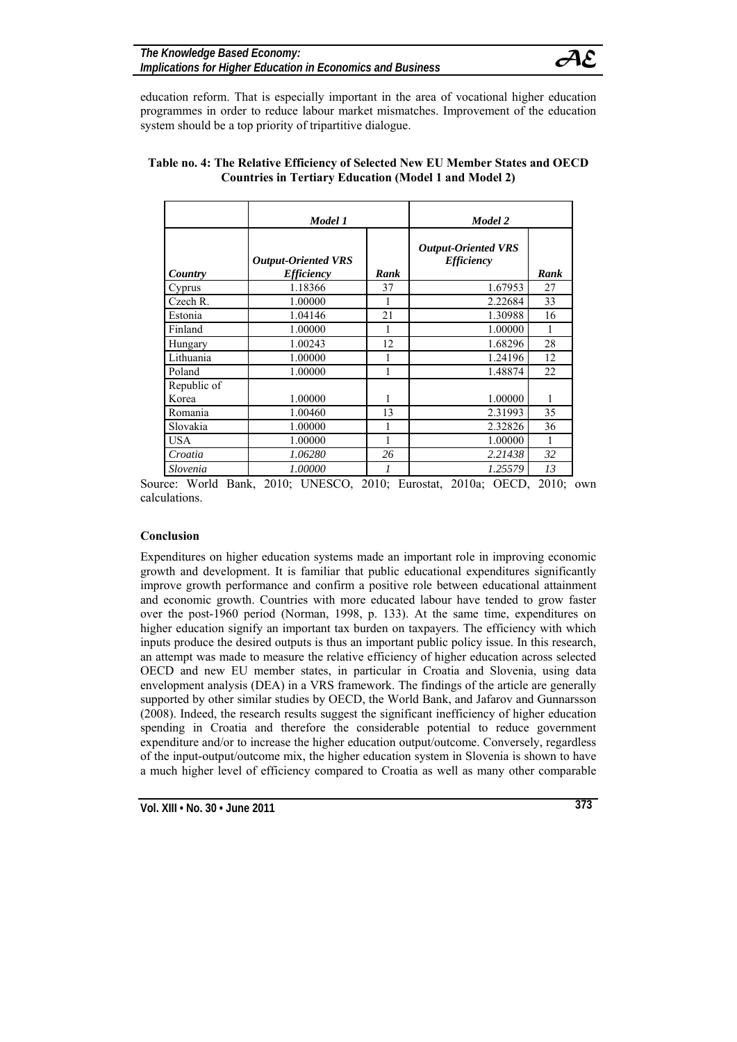education reform. That is especially important in the area of vocational higher education programmes in order to reduce labour market mismatches. Improvement of the education system should be a top priority of tripartitive dialogue.

**Table no. 4: The Relative Efficiency of Selected New EU Member States and OECD Countries in Tertiary Education (Model 1 and Model 2)**

| | *Model 1* | | *Model 2* | |
|---|---|---|---|---|
| ***Country*** | ***Output-Oriented VRS Efficiency*** | ***Rank*** | ***Output-Oriented VRS Efficiency*** | ***Rank*** |
| Cyprus | 1.18366 | 37 | 1.67953 | 27 |
| Czech R. | 1.00000 | 1 | 2.22684 | 33 |
| Estonia | 1.04146 | 21 | 1.30988 | 16 |
| Finland | 1.00000 | 1 | 1.00000 | 1 |
| Hungary | 1.00243 | 12 | 1.68296 | 28 |
| Lithuania | 1.00000 | 1 | 1.24196 | 12 |
| Poland | 1.00000 | 1 | 1.48874 | 22 |
| Republic of Korea | 1.00000 | 1 | 1.00000 | 1 |
| Romania | 1.00460 | 13 | 2.31993 | 35 |
| Slovakia | 1.00000 | 1 | 2.32826 | 36 |
| USA | 1.00000 | 1 | 1.00000 | 1 |
| *Croatia* | *1.06280* | *26* | *2.21438* | *32* |
| *Slovenia* | *1.00000* | *1* | *1.25579* | *13* |

Source: World Bank, 2010; UNESCO, 2010; Eurostat, 2010a; OECD, 2010; own calculations.

## Conclusion

Expenditures on higher education systems made an important role in improving economic growth and development. It is familiar that public educational expenditures significantly improve growth performance and confirm a positive role between educational attainment and economic growth. Countries with more educated labour have tended to grow faster over the post-1960 period (Norman, 1998, p. 133). At the same time, expenditures on higher education signify an important tax burden on taxpayers. The efficiency with which inputs produce the desired outputs is thus an important public policy issue. In this research, an attempt was made to measure the relative efficiency of higher education across selected OECD and new EU member states, in particular in Croatia and Slovenia, using data envelopment analysis (DEA) in a VRS framework. The findings of the article are generally supported by other similar studies by OECD, the World Bank, and Jafarov and Gunnarsson (2008). Indeed, the research results suggest the significant inefficiency of higher education spending in Croatia and therefore the considerable potential to reduce government expenditure and/or to increase the higher education output/outcome. Conversely, regardless of the input-output/outcome mix, the higher education system in Slovenia is shown to have a much higher level of efficiency compared to Croatia as well as many other comparable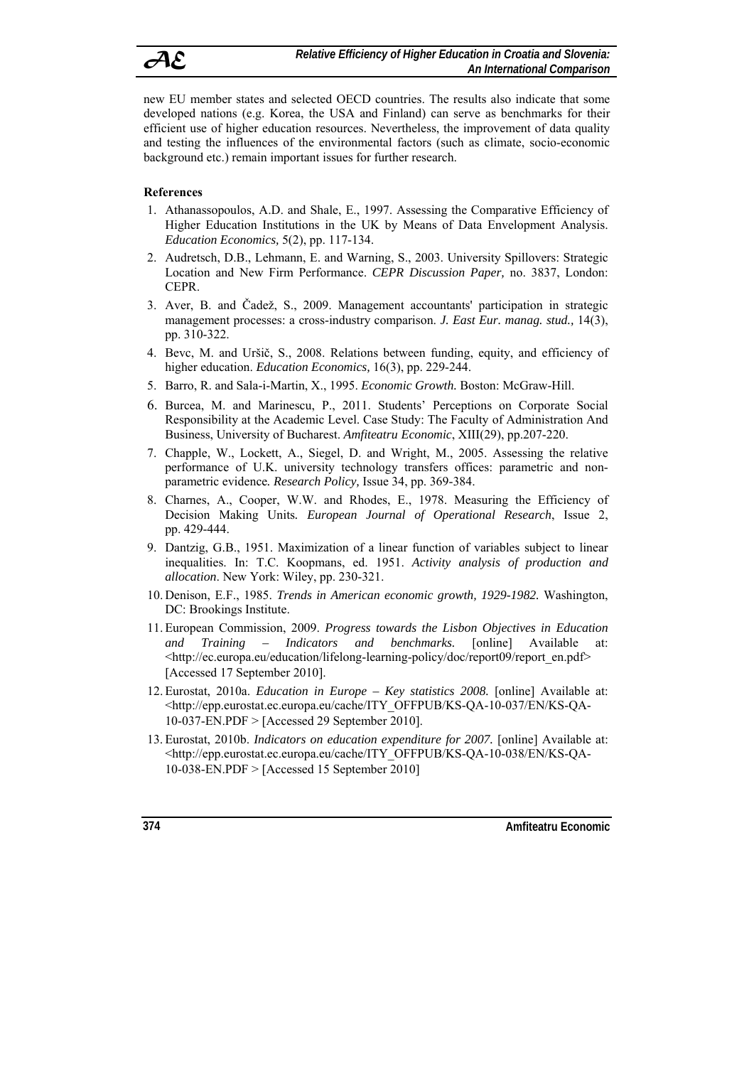new EU member states and selected OECD countries. The results also indicate that some developed nations (e.g. Korea, the USA and Finland) can serve as benchmarks for their efficient use of higher education resources. Nevertheless, the improvement of data quality and testing the influences of the environmental factors (such as climate, socio-economic background etc.) remain important issues for further research.

**References**

1. Athanassopoulos, A.D. and Shale, E., 1997. Assessing the Comparative Efficiency of Higher Education Institutions in the UK by Means of Data Envelopment Analysis. *Education Economics,* 5(2), pp. 117-134.
2. Audretsch, D.B., Lehmann, E. and Warning, S., 2003. University Spillovers: Strategic Location and New Firm Performance. *CEPR Discussion Paper,* no. 3837, London: CEPR.
3. Aver, B. and Čadež, S., 2009. Management accountants' participation in strategic management processes: a cross-industry comparison. *J. East Eur. manag. stud.,* 14(3), pp. 310-322.
4. Bevc, M. and Uršič, S., 2008. Relations between funding, equity, and efficiency of higher education. *Education Economics,* 16(3), pp. 229-244.
5. Barro, R. and Sala-i-Martin, X., 1995. *Economic Growth.* Boston: McGraw-Hill.
6. Burcea, M. and Marinescu, P., 2011. Students' Perceptions on Corporate Social Responsibility at the Academic Level. Case Study: The Faculty of Administration And Business, University of Bucharest. *Amfiteatru Economic*, XIII(29), pp.207-220.
7. Chapple, W., Lockett, A., Siegel, D. and Wright, M., 2005. Assessing the relative performance of U.K. university technology transfers offices: parametric and non-parametric evidence*. Research Policy,* Issue 34, pp. 369-384.
8. Charnes, A., Cooper, W.W. and Rhodes, E., 1978. Measuring the Efficiency of Decision Making Units*. European Journal of Operational Research*, Issue 2, pp. 429-444.
9. Dantzig, G.B., 1951. Maximization of a linear function of variables subject to linear inequalities. In: T.C. Koopmans, ed. 1951. *Activity analysis of production and allocation*. New York: Wiley, pp. 230-321.
10. Denison, E.F., 1985. *Trends in American economic growth, 1929-1982.* Washington, DC: Brookings Institute.
11. European Commission, 2009. *Progress towards the Lisbon Objectives in Education and Training – Indicators and benchmarks.* [online] Available at: <http://ec.europa.eu/education/lifelong-learning-policy/doc/report09/report_en.pdf> [Accessed 17 September 2010].
12. Eurostat, 2010a. *Education in Europe – Key statistics 2008.* [online] Available at: <http://epp.eurostat.ec.europa.eu/cache/ITY_OFFPUB/KS-QA-10-037/EN/KS-QA-10-037-EN.PDF > [Accessed 29 September 2010].
13. Eurostat, 2010b. *Indicators on education expenditure for 2007.* [online] Available at: <http://epp.eurostat.ec.europa.eu/cache/ITY_OFFPUB/KS-QA-10-038/EN/KS-QA-10-038-EN.PDF > [Accessed 15 September 2010]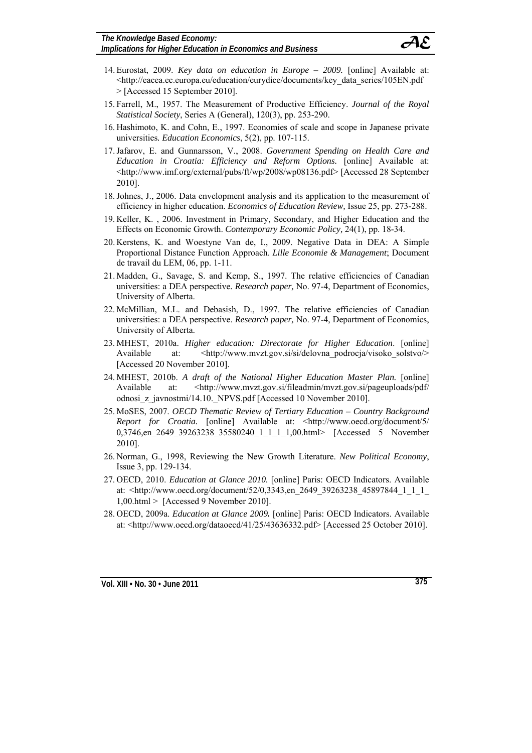14. Eurostat, 2009. *Key data on education in Europe – 2009.* [online] Available at: <http://eacea.ec.europa.eu/education/eurydice/documents/key_data_series/105EN.pdf > [Accessed 15 September 2010].
15. Farrell, M., 1957. The Measurement of Productive Efficiency. *Journal of the Royal Statistical Society*, Series A (General), 120(3), pp. 253-290.
16. Hashimoto, K. and Cohn, E., 1997. Economies of scale and scope in Japanese private universities*. Education Economics*, 5(2), pp. 107-115.
17. Jafarov, E. and Gunnarsson, V., 2008. *Government Spending on Health Care and Education in Croatia: Efficiency and Reform Options.* [online] Available at: <http://www.imf.org/external/pubs/ft/wp/2008/wp08136.pdf> [Accessed 28 September 2010].
18. Johnes, J., 2006. Data envelopment analysis and its application to the measurement of efficiency in higher education. *Economics of Education Review,* Issue 25, pp. 273-288.
19. Keller, K. , 2006. Investment in Primary, Secondary, and Higher Education and the Effects on Economic Growth. *Contemporary Economic Policy,* 24(1), pp. 18-34.
20. Kerstens, K. and Woestyne Van de, I., 2009. Negative Data in DEA: A Simple Proportional Distance Function Approach. *Lille Economie & Management*; Document de travail du LEM, 06, pp. 1-11.
21. Madden, G., Savage, S. and Kemp, S., 1997. The relative efficiencies of Canadian universities: a DEA perspective*. Research paper,* No. 97-4, Department of Economics, University of Alberta.
22. McMillian, M.L. and Debasish, D., 1997. The relative efficiencies of Canadian universities: a DEA perspective. *Research paper,* No. 97-4, Department of Economics, University of Alberta.
23. MHEST, 2010a. *Higher education: Directorate for Higher Education*. [online] Available at: <http://www.mvzt.gov.si/si/delovna_podrocja/visoko_solstvo/> [Accessed 20 November 2010].
24. MHEST, 2010b. *A draft of the National Higher Education Master Plan.* [online] Available at: <http://www.mvzt.gov.si/fileadmin/mvzt.gov.si/pageuploads/pdf/odnosi_z_javnostmi/14.10._NPVS.pdf [Accessed 10 November 2010].
25. MoSES, 2007. *OECD Thematic Review of Tertiary Education – Country Background Report for Croatia.* [online] Available at: <http://www.oecd.org/document/5/0,3746,en_2649_39263238_35580240_1_1_1_1,00.html> [Accessed 5 November 2010].
26. Norman, G., 1998, Reviewing the New Growth Literature. *New Political Economy*, Issue 3, pp. 129-134.
27. OECD, 2010. *Education at Glance 2010.* [online] Paris: OECD Indicators. Available at: <http://www.oecd.org/document/52/0,3343,en_2649_39263238_45897844_1_1_1_1,00.html > [Accessed 9 November 2010].
28. OECD, 2009a. *Education at Glance 2009.* [online] Paris: OECD Indicators. Available at: <http://www.oecd.org/dataoecd/41/25/43636332.pdf> [Accessed 25 October 2010].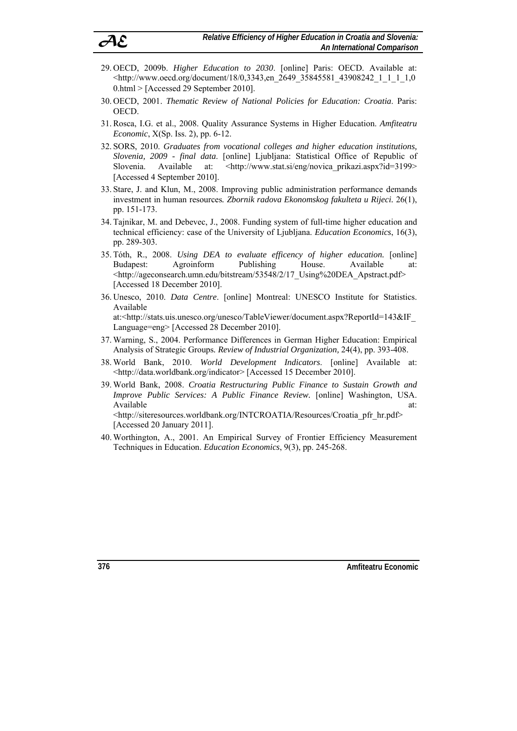29. OECD, 2009b. *Higher Education to 2030*. [online] Paris: OECD. Available at: <http://www.oecd.org/document/18/0,3343,en_2649_35845581_43908242_1_1_1_1,00.html > [Accessed 29 September 2010].
30. OECD, 2001. *Thematic Review of National Policies for Education: Croatia*. Paris: OECD.
31. Rosca, I.G. et al., 2008. Quality Assurance Systems in Higher Education. *Amfiteatru Economic*, X(Sp. Iss. 2), pp. 6-12.
32. SORS, 2010. *Graduates from vocational colleges and higher education institutions, Slovenia, 2009 - final data*. [online] Ljubljana: Statistical Office of Republic of Slovenia. Available at: <http://www.stat.si/eng/novica_prikazi.aspx?id=3199> [Accessed 4 September 2010].
33. Stare, J. and Klun, M., 2008. Improving public administration performance demands investment in human resources*. Zbornik radova Ekonomskog fakulteta u Rijeci.* 26(1), pp. 151-173.
34. Tajnikar, M. and Debevec, J., 2008. Funding system of full-time higher education and technical efficiency: case of the University of Ljubljana. *Education Economics*, 16(3), pp. 289-303.
35. Tóth, R., 2008. *Using DEA to evaluate efficency of higher education.* [online] Budapest: Agroinform Publishing House. Available at: <http://ageconsearch.umn.edu/bitstream/53548/2/17_Using%20DEA_Apstract.pdf> [Accessed 18 December 2010].
36. Unesco, 2010. *Data Centre*. [online] Montreal: UNESCO Institute for Statistics. Available at:<http://stats.uis.unesco.org/unesco/TableViewer/document.aspx?ReportId=143&IF_Language=eng> [Accessed 28 December 2010].
37. Warning, S., 2004. Performance Differences in German Higher Education: Empirical Analysis of Strategic Groups*. Review of Industrial Organization,* 24(4), pp. 393-408.
38. World Bank, 2010. *World Development Indicators*. [online] Available at: <http://data.worldbank.org/indicator> [Accessed 15 December 2010].
39. World Bank, 2008. *Croatia Restructuring Public Finance to Sustain Growth and Improve Public Services: A Public Finance Review.* [online] Washington, USA. Available at: <http://siteresources.worldbank.org/INTCROATIA/Resources/Croatia_pfr_hr.pdf> [Accessed 20 January 2011].
40. Worthington, A., 2001. An Empirical Survey of Frontier Efficiency Measurement Techniques in Education. *Education Economics*, 9(3), pp. 245-268.